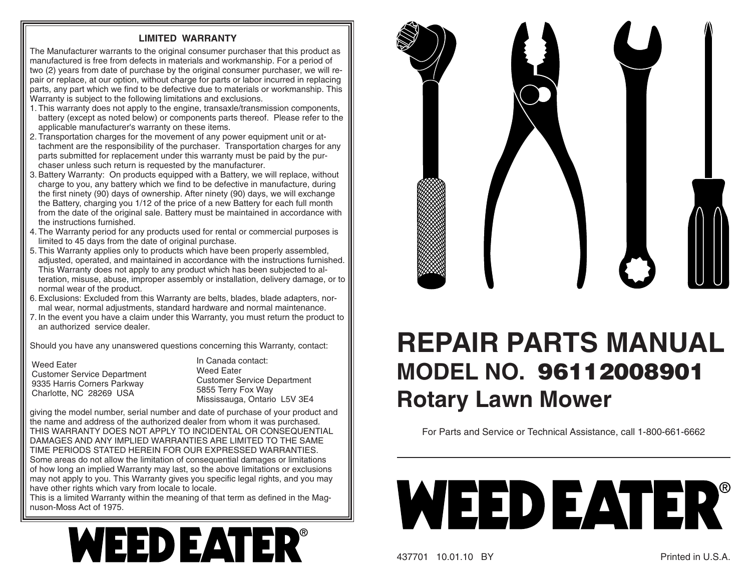## LIMITED WARRANTY

The Manufacturer warrants to the original consumer purchaser that this product as manufactured is free from defects in materials and workmanship. For a period of two (2) years from date of purchase by the original consumer purchaser, we will repair or replace, at our option, without charge for parts or labor incurred in replacing parts, any part which we find to be defective due to materials or workmanship. This Warranty is subject to the following limitations and exclusions.

1. This warranty does not apply to the engine, transaxle/transmission components, battery (except as noted below) or components parts thereof. Please refer to the applicable manufacturer's warranty on these items.
2. Transportation charges for the movement of any power equipment unit or attachment are the responsibility of the purchaser. Transportation charges for any parts submitted for replacement under this warranty must be paid by the purchaser unless such return is requested by the manufacturer.
3. Battery Warranty: On products equipped with a Battery, we will replace, without charge to you, any battery which we find to be defective in manufacture, during the first ninety (90) days of ownership. After ninety (90) days, we will exchange the Battery, charging you 1/12 of the price of a new Battery for each full month from the date of the original sale. Battery must be maintained in accordance with the instructions furnished.
4. The Warranty period for any products used for rental or commercial purposes is limited to 45 days from the date of original purchase.
5. This Warranty applies only to products which have been properly assembled, adjusted, operated, and maintained in accordance with the instructions furnished. This Warranty does not apply to any product which has been subjected to alteration, misuse, abuse, improper assembly or installation, delivery damage, or to normal wear of the product.
6. Exclusions: Excluded from this Warranty are belts, blades, blade adapters, normal wear, normal adjustments, standard hardware and normal maintenance.
7. In the event you have a claim under this Warranty, you must return the product to an authorized service dealer.

Should you have any unanswered questions concerning this Warranty, contact:

Weed Eater
Customer Service Department
9335 Harris Corners Parkway
Charlotte, NC 28269 USA

In Canada contact:
Weed Eater
Customer Service Department
5855 Terry Fox Way
Mississauga, Ontario L5V 3E4

giving the model number, serial number and date of purchase of your product and the name and address of the authorized dealer from whom it was purchased. THIS WARRANTY DOES NOT APPLY TO INCIDENTAL OR CONSEQUENTIAL DAMAGES AND ANY IMPLIED WARRANTIES ARE LIMITED TO THE SAME TIME PERIODS STATED HEREIN FOR OUR EXPRESSED WARRANTIES. Some areas do not allow the limitation of consequential damages or limitations of how long an implied Warranty may last, so the above limitations or exclusions may not apply to you. This Warranty gives you specific legal rights, and you may have other rights which vary from locale to locale.
This is a limited Warranty within the meaning of that term as defined in the Magnuson-Moss Act of 1975.

WEED EATER®

# REPAIR PARTS MANUAL
## MODEL NO. 96112008901
## Rotary Lawn Mower

For Parts and Service or Technical Assistance, call 1-800-661-6662

WEED EATER®

437701 10.01.10 BY

Printed in U.S.A.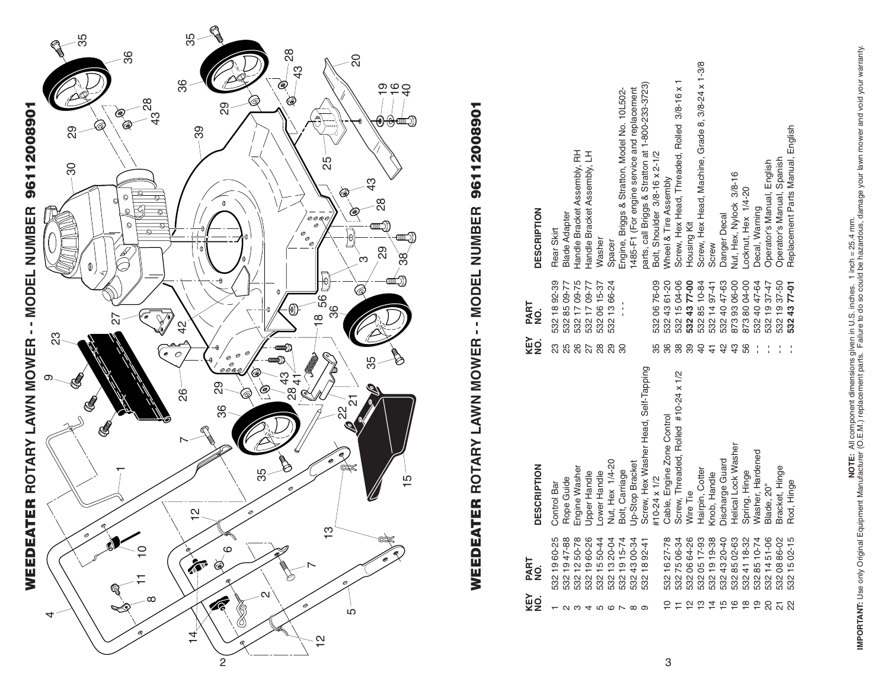# WEEDEATER ROTARY LAWN MOWER - - MODEL NUMBER 96112008901

# WEEDEATER ROTARY LAWN MOWER - - MODEL NUMBER 96112008901

| KEY NO. | PART NO. | DESCRIPTION |
|---|---|---|
| 1 | 532 19 60-25 | Control Bar |
| 2 | 532 19 47-88 | Rope Guide |
| 3 | 532 12 50-78 | Engine Washer |
| 4 | 532 19 60-26 | Upper Handle |
| 5 | 532 15 50-44 | Lower Handle |
| 6 | 532 13 20-04 | Nut, Hex 1/4-20 |
| 7 | 532 19 15-74 | Bolt, Carriage |
| 8 | 532 43 00-34 | Up-Stop Bracket |
| 9 | 532 18 92-41 | Screw, Hex Washer Head, Self-Tapping #10-24 x 1/2 |
| 10 | 532 16 27-78 | Cable, Engine Zone Control |
| 11 | 532 75 06-34 | Screw, Threaded, Rolled #10-24 x 1/2 |
| 12 | 532 06 64-26 | Wire Tie |
| 13 | 532 05 17-93 | Hairpin, Cotter |
| 14 | 532 19 19-38 | Knob, Handle |
| 15 | 532 43 20-40 | Discharge Guard |
| 16 | 532 85 02-63 | Helical Lock Washer |
| 18 | 532 41 18-32 | Spring, Hinge |
| 19 | 532 85 10-74 | Washer, Hardened |
| 20 | 532 14 51-06 | Blade, 20" |
| 21 | 532 08 86-02 | Bracket, Hinge |
| 22 | 532 15 02-15 | Rod, Hinge |
| 23 | 532 18 92-39 | Rear Skirt |
| 25 | 532 85 09-77 | Blade Adapter |
| 26 | 532 17 09-75 | Handle Bracket Assembly, RH |
| 27 | 532 17 09-77 | Handle Bracket Assembly, LH |
| 28 | 532 06 15-37 | Washer |
| 29 | 532 13 66-24 | Spacer |
| 30 | - - - | Engine, Briggs & Stratton, Model No. 10L502-1485-F1 (For engine service and replacement parts, call Briggs & Stratton at 1-800-233-3723) |
| 35 | 532 06 76-09 | Bolt, Shoulder 3/8-16 x 2-1/2 |
| 36 | 532 43 61-20 | Wheel & Tire Assembly |
| 38 | 532 15 04-06 | Screw, Hex Head, Threaded, Rolled 3/8-16 x 1 |
| 39 | **532 43 77-00** | Housing Kit |
| 40 | 532 85 10-84 | Screw, Hex Head, Machine, Grade 8, 3/8-24 x 1-3/8 |
| 41 | 532 14 97-41 | Screw |
| 42 | 532 40 47-63 | Danger Decal |
| 43 | 873 93 06-00 | Nut, Hex, Nylock 3/8-16 |
| 56 | 873 80 04-00 | Locknut, Hex 1/4-20 |
| - - | 532 40 47-64 | Decal, Warning |
| - - | 532 19 37-47 | Operator's Manual, English |
| - - | 532 19 37-50 | Operator's Manual, Spanish |
| - - | **532 43 77-01** | Replacement Parts Manual, English |

**NOTE:** All component dimensions given in U.S. inches. 1 inch = 25.4 mm.

**IMPORTANT:** Use only Original Equipment Manufacturer (O.E.M.) replacement parts. Failure to do so could be hazardous, damage your lawn mower and void your warranty.